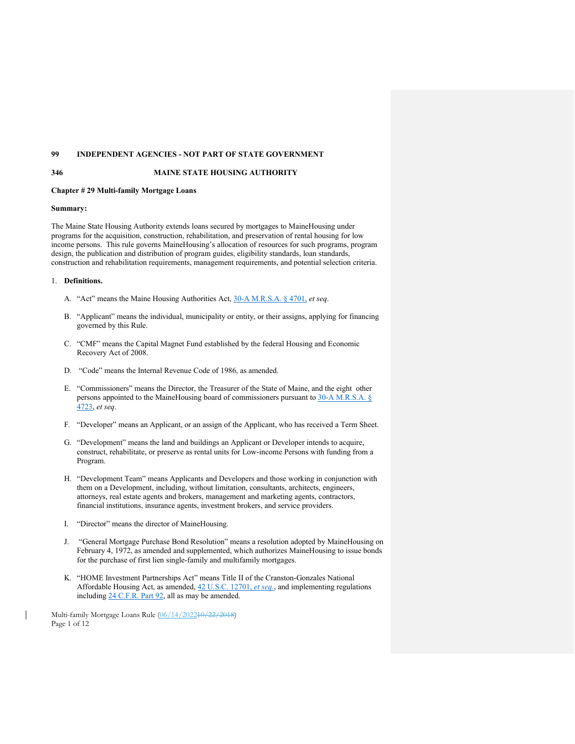**99 INDEPENDENT AGENCIES - NOT PART OF STATE GOVERNMENT**

**346 MAINE STATE HOUSING AUTHORITY**

**Chapter # 29 Multi-family Mortgage Loans**

**Summary:**

The Maine State Housing Authority extends loans secured by mortgages to MaineHousing under programs for the acquisition, construction, rehabilitation, and preservation of rental housing for low income persons. This rule governs MaineHousing's allocation of resources for such programs, program design, the publication and distribution of program guides, eligibility standards, loan standards, construction and rehabilitation requirements, management requirements, and potential selection criteria.

1. **Definitions.**

   A. "Act" means the Maine Housing Authorities Act, 30-A M.R.S.A. § 4701, *et seq*.

   B. "Applicant" means the individual, municipality or entity, or their assigns, applying for financing governed by this Rule.

   C. "CMF" means the Capital Magnet Fund established by the federal Housing and Economic Recovery Act of 2008.

   D. "Code" means the Internal Revenue Code of 1986, as amended.

   E. "Commissioners" means the Director, the Treasurer of the State of Maine, and the eight other persons appointed to the MaineHousing board of commissioners pursuant to 30-A M.R.S.A. § 4723, *et seq*.

   F. "Developer" means an Applicant, or an assign of the Applicant, who has received a Term Sheet.

   G. "Development" means the land and buildings an Applicant or Developer intends to acquire, construct, rehabilitate, or preserve as rental units for Low-income Persons with funding from a Program.

   H. "Development Team" means Applicants and Developers and those working in conjunction with them on a Development, including, without limitation, consultants, architects, engineers, attorneys, real estate agents and brokers, management and marketing agents, contractors, financial institutions, insurance agents, investment brokers, and service providers.

   I. "Director" means the director of MaineHousing.

   J. "General Mortgage Purchase Bond Resolution" means a resolution adopted by MaineHousing on February 4, 1972, as amended and supplemented, which authorizes MaineHousing to issue bonds for the purchase of first lien single-family and multifamily mortgages.

   K. "HOME Investment Partnerships Act" means Title II of the Cranston-Gonzales National Affordable Housing Act, as amended, 42 U.S.C. 12701, *et seq.*, and implementing regulations including 24 C.F.R. Part 92, all as may be amended.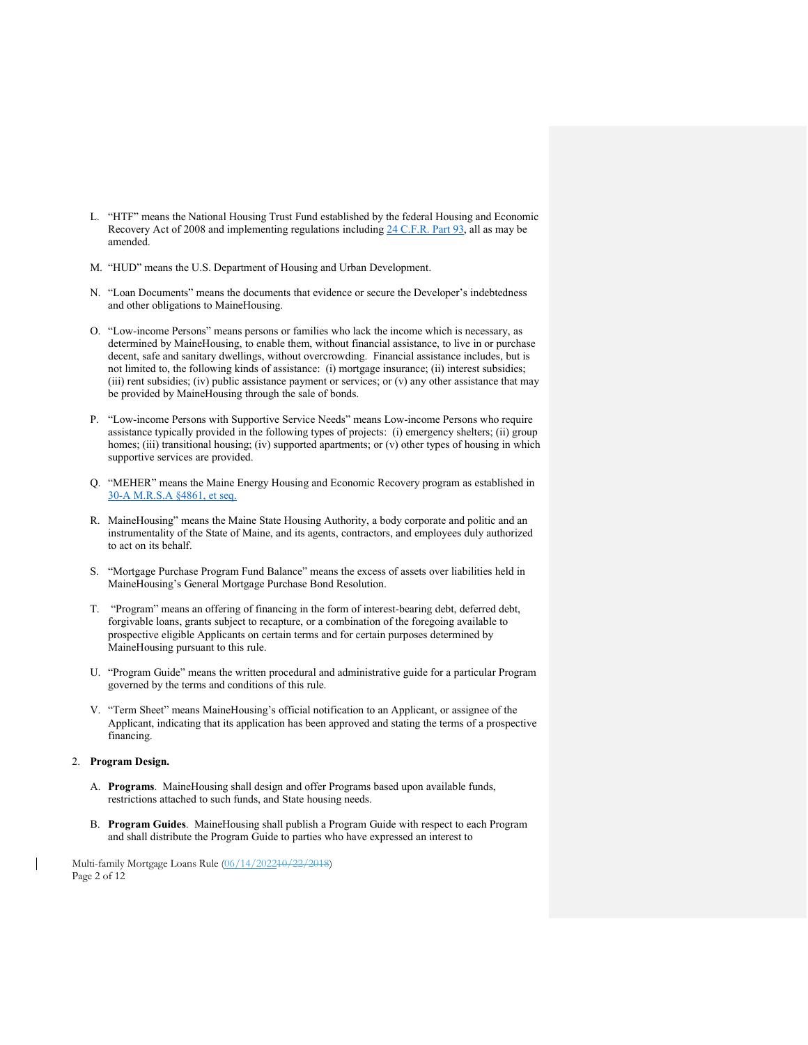L. "HTF" means the National Housing Trust Fund established by the federal Housing and Economic Recovery Act of 2008 and implementing regulations including 24 C.F.R. Part 93, all as may be amended.

M. "HUD" means the U.S. Department of Housing and Urban Development.

N. "Loan Documents" means the documents that evidence or secure the Developer's indebtedness and other obligations to MaineHousing.

O. "Low-income Persons" means persons or families who lack the income which is necessary, as determined by MaineHousing, to enable them, without financial assistance, to live in or purchase decent, safe and sanitary dwellings, without overcrowding. Financial assistance includes, but is not limited to, the following kinds of assistance: (i) mortgage insurance; (ii) interest subsidies; (iii) rent subsidies; (iv) public assistance payment or services; or (v) any other assistance that may be provided by MaineHousing through the sale of bonds.

P. "Low-income Persons with Supportive Service Needs" means Low-income Persons who require assistance typically provided in the following types of projects: (i) emergency shelters; (ii) group homes; (iii) transitional housing; (iv) supported apartments; or (v) other types of housing in which supportive services are provided.

Q. "MEHER" means the Maine Energy Housing and Economic Recovery program as established in 30-A M.R.S.A §4861, et seq.

R. MaineHousing" means the Maine State Housing Authority, a body corporate and politic and an instrumentality of the State of Maine, and its agents, contractors, and employees duly authorized to act on its behalf.

S. "Mortgage Purchase Program Fund Balance" means the excess of assets over liabilities held in MaineHousing's General Mortgage Purchase Bond Resolution.

T. "Program" means an offering of financing in the form of interest-bearing debt, deferred debt, forgivable loans, grants subject to recapture, or a combination of the foregoing available to prospective eligible Applicants on certain terms and for certain purposes determined by MaineHousing pursuant to this rule.

U. "Program Guide" means the written procedural and administrative guide for a particular Program governed by the terms and conditions of this rule.

V. "Term Sheet" means MaineHousing's official notification to an Applicant, or assignee of the Applicant, indicating that its application has been approved and stating the terms of a prospective financing.

2. **Program Design.**

A. **Programs**. MaineHousing shall design and offer Programs based upon available funds, restrictions attached to such funds, and State housing needs.

B. **Program Guides**. MaineHousing shall publish a Program Guide with respect to each Program and shall distribute the Program Guide to parties who have expressed an interest to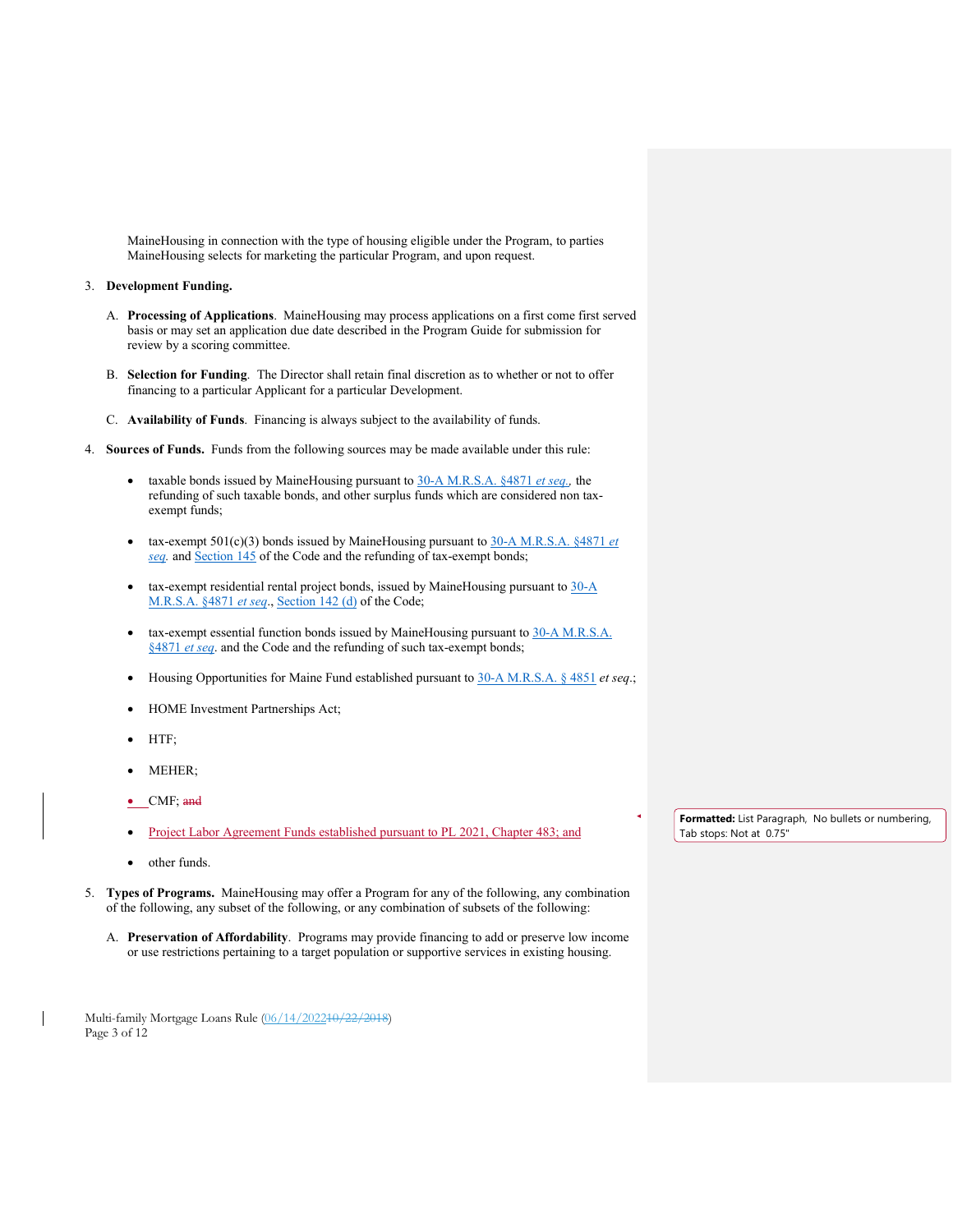MaineHousing in connection with the type of housing eligible under the Program, to parties MaineHousing selects for marketing the particular Program, and upon request.

3. **Development Funding.**

   A. **Processing of Applications**. MaineHousing may process applications on a first come first served basis or may set an application due date described in the Program Guide for submission for review by a scoring committee.

   B. **Selection for Funding**. The Director shall retain final discretion as to whether or not to offer financing to a particular Applicant for a particular Development.

   C. **Availability of Funds**. Financing is always subject to the availability of funds.

4. **Sources of Funds.** Funds from the following sources may be made available under this rule:

   - taxable bonds issued by MaineHousing pursuant to 30-A M.R.S.A. §4871 *et seq.*, the refunding of such taxable bonds, and other surplus funds which are considered non tax-exempt funds;
   - tax-exempt 501(c)(3) bonds issued by MaineHousing pursuant to 30-A M.R.S.A. §4871 *et seq.* and Section 145 of the Code and the refunding of tax-exempt bonds;
   - tax-exempt residential rental project bonds, issued by MaineHousing pursuant to 30-A M.R.S.A. §4871 *et seq*., Section 142 (d) of the Code;
   - tax-exempt essential function bonds issued by MaineHousing pursuant to 30-A M.R.S.A. §4871 *et seq*. and the Code and the refunding of such tax-exempt bonds;
   - Housing Opportunities for Maine Fund established pursuant to 30-A M.R.S.A. § 4851 *et seq*.;
   - HOME Investment Partnerships Act;
   - HTF;
   - MEHER;
   - CMF; ~~and~~
   - Project Labor Agreement Funds established pursuant to PL 2021, Chapter 483; and
   - other funds.

5. **Types of Programs.** MaineHousing may offer a Program for any of the following, any combination of the following, any subset of the following, or any combination of subsets of the following:

   A. **Preservation of Affordability**. Programs may provide financing to add or preserve low income or use restrictions pertaining to a target population or supportive services in existing housing.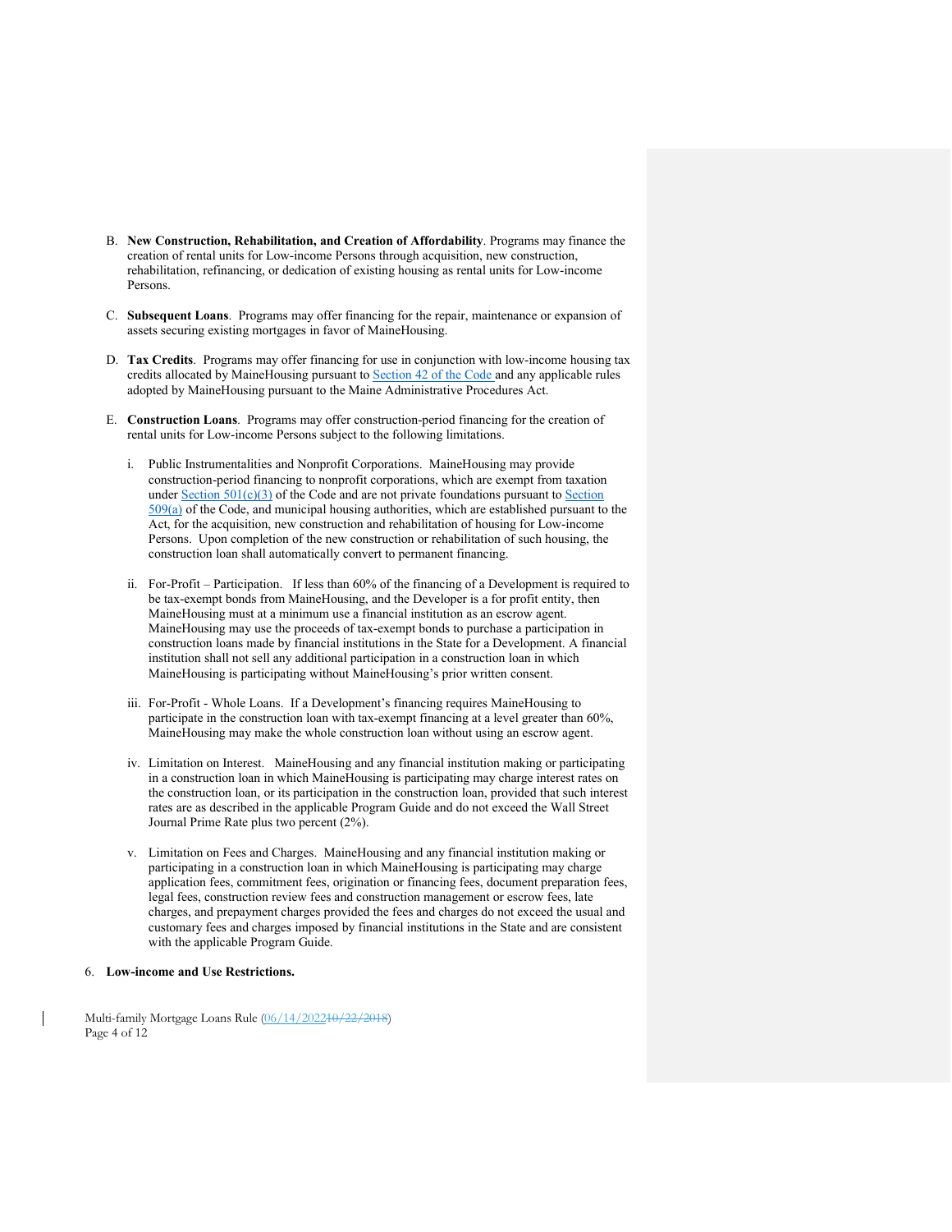B. **New Construction, Rehabilitation, and Creation of Affordability**. Programs may finance the creation of rental units for Low-income Persons through acquisition, new construction, rehabilitation, refinancing, or dedication of existing housing as rental units for Low-income Persons.

C. **Subsequent Loans**. Programs may offer financing for the repair, maintenance or expansion of assets securing existing mortgages in favor of MaineHousing.

D. **Tax Credits**. Programs may offer financing for use in conjunction with low-income housing tax credits allocated by MaineHousing pursuant to Section 42 of the Code and any applicable rules adopted by MaineHousing pursuant to the Maine Administrative Procedures Act.

E. **Construction Loans**. Programs may offer construction-period financing for the creation of rental units for Low-income Persons subject to the following limitations.

   i. Public Instrumentalities and Nonprofit Corporations. MaineHousing may provide construction-period financing to nonprofit corporations, which are exempt from taxation under Section 501(c)(3) of the Code and are not private foundations pursuant to Section 509(a) of the Code, and municipal housing authorities, which are established pursuant to the Act, for the acquisition, new construction and rehabilitation of housing for Low-income Persons. Upon completion of the new construction or rehabilitation of such housing, the construction loan shall automatically convert to permanent financing.

   ii. For-Profit – Participation. If less than 60% of the financing of a Development is required to be tax-exempt bonds from MaineHousing, and the Developer is a for profit entity, then MaineHousing must at a minimum use a financial institution as an escrow agent. MaineHousing may use the proceeds of tax-exempt bonds to purchase a participation in construction loans made by financial institutions in the State for a Development. A financial institution shall not sell any additional participation in a construction loan in which MaineHousing is participating without MaineHousing's prior written consent.

   iii. For-Profit - Whole Loans. If a Development's financing requires MaineHousing to participate in the construction loan with tax-exempt financing at a level greater than 60%, MaineHousing may make the whole construction loan without using an escrow agent.

   iv. Limitation on Interest. MaineHousing and any financial institution making or participating in a construction loan in which MaineHousing is participating may charge interest rates on the construction loan, or its participation in the construction loan, provided that such interest rates are as described in the applicable Program Guide and do not exceed the Wall Street Journal Prime Rate plus two percent (2%).

   v. Limitation on Fees and Charges. MaineHousing and any financial institution making or participating in a construction loan in which MaineHousing is participating may charge application fees, commitment fees, origination or financing fees, document preparation fees, legal fees, construction review fees and construction management or escrow fees, late charges, and prepayment charges provided the fees and charges do not exceed the usual and customary fees and charges imposed by financial institutions in the State and are consistent with the applicable Program Guide.

6. **Low-income and Use Restrictions.**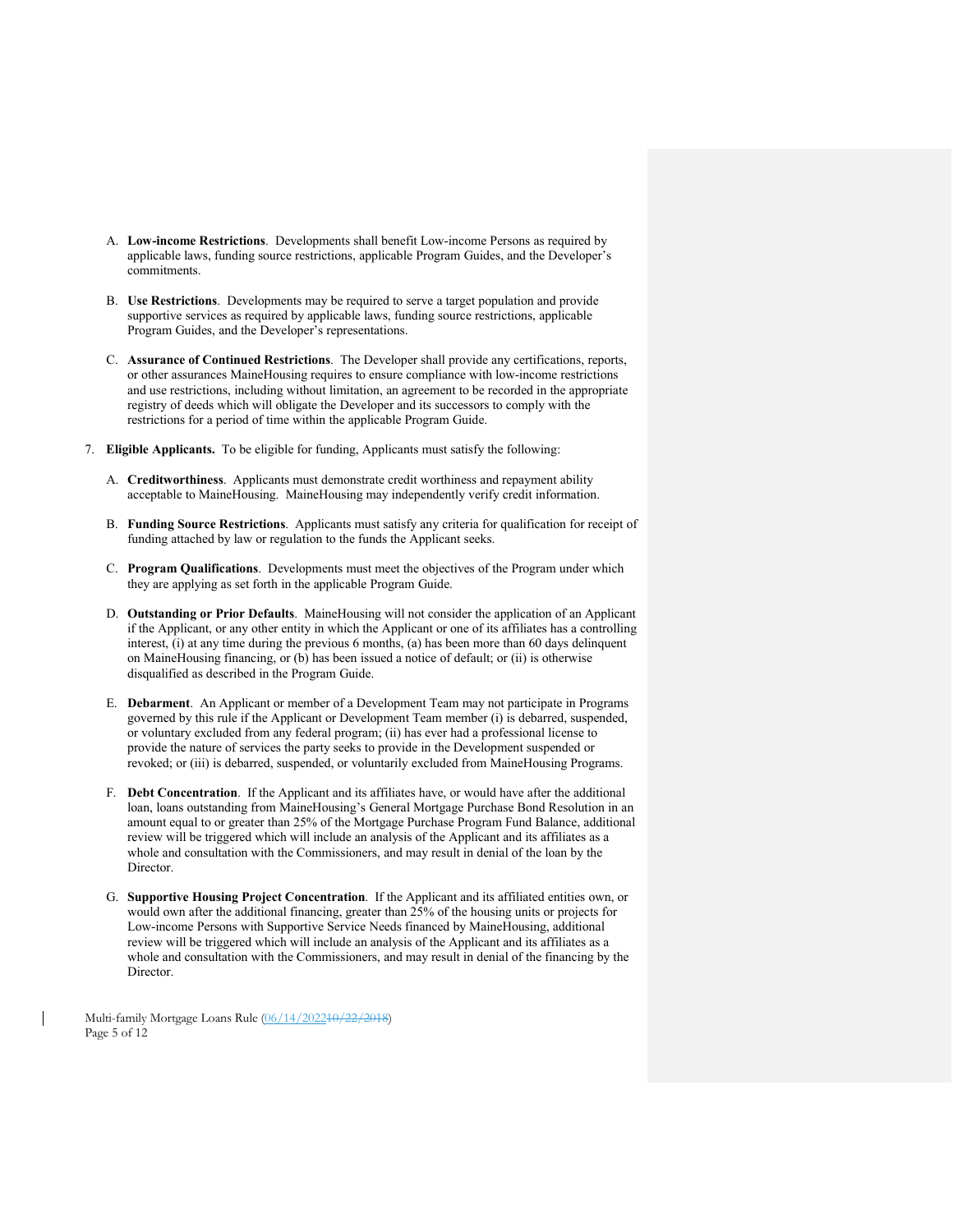A. **Low-income Restrictions**. Developments shall benefit Low-income Persons as required by applicable laws, funding source restrictions, applicable Program Guides, and the Developer's commitments.

B. **Use Restrictions**. Developments may be required to serve a target population and provide supportive services as required by applicable laws, funding source restrictions, applicable Program Guides, and the Developer's representations.

C. **Assurance of Continued Restrictions**. The Developer shall provide any certifications, reports, or other assurances MaineHousing requires to ensure compliance with low-income restrictions and use restrictions, including without limitation, an agreement to be recorded in the appropriate registry of deeds which will obligate the Developer and its successors to comply with the restrictions for a period of time within the applicable Program Guide.

7. **Eligible Applicants.** To be eligible for funding, Applicants must satisfy the following:

A. **Creditworthiness**. Applicants must demonstrate credit worthiness and repayment ability acceptable to MaineHousing. MaineHousing may independently verify credit information.

B. **Funding Source Restrictions**. Applicants must satisfy any criteria for qualification for receipt of funding attached by law or regulation to the funds the Applicant seeks.

C. **Program Qualifications**. Developments must meet the objectives of the Program under which they are applying as set forth in the applicable Program Guide.

D. **Outstanding or Prior Defaults**. MaineHousing will not consider the application of an Applicant if the Applicant, or any other entity in which the Applicant or one of its affiliates has a controlling interest, (i) at any time during the previous 6 months, (a) has been more than 60 days delinquent on MaineHousing financing, or (b) has been issued a notice of default; or (ii) is otherwise disqualified as described in the Program Guide.

E. **Debarment**. An Applicant or member of a Development Team may not participate in Programs governed by this rule if the Applicant or Development Team member (i) is debarred, suspended, or voluntary excluded from any federal program; (ii) has ever had a professional license to provide the nature of services the party seeks to provide in the Development suspended or revoked; or (iii) is debarred, suspended, or voluntarily excluded from MaineHousing Programs.

F. **Debt Concentration**. If the Applicant and its affiliates have, or would have after the additional loan, loans outstanding from MaineHousing's General Mortgage Purchase Bond Resolution in an amount equal to or greater than 25% of the Mortgage Purchase Program Fund Balance, additional review will be triggered which will include an analysis of the Applicant and its affiliates as a whole and consultation with the Commissioners, and may result in denial of the loan by the Director.

G. **Supportive Housing Project Concentration**. If the Applicant and its affiliated entities own, or would own after the additional financing, greater than 25% of the housing units or projects for Low-income Persons with Supportive Service Needs financed by MaineHousing, additional review will be triggered which will include an analysis of the Applicant and its affiliates as a whole and consultation with the Commissioners, and may result in denial of the financing by the Director.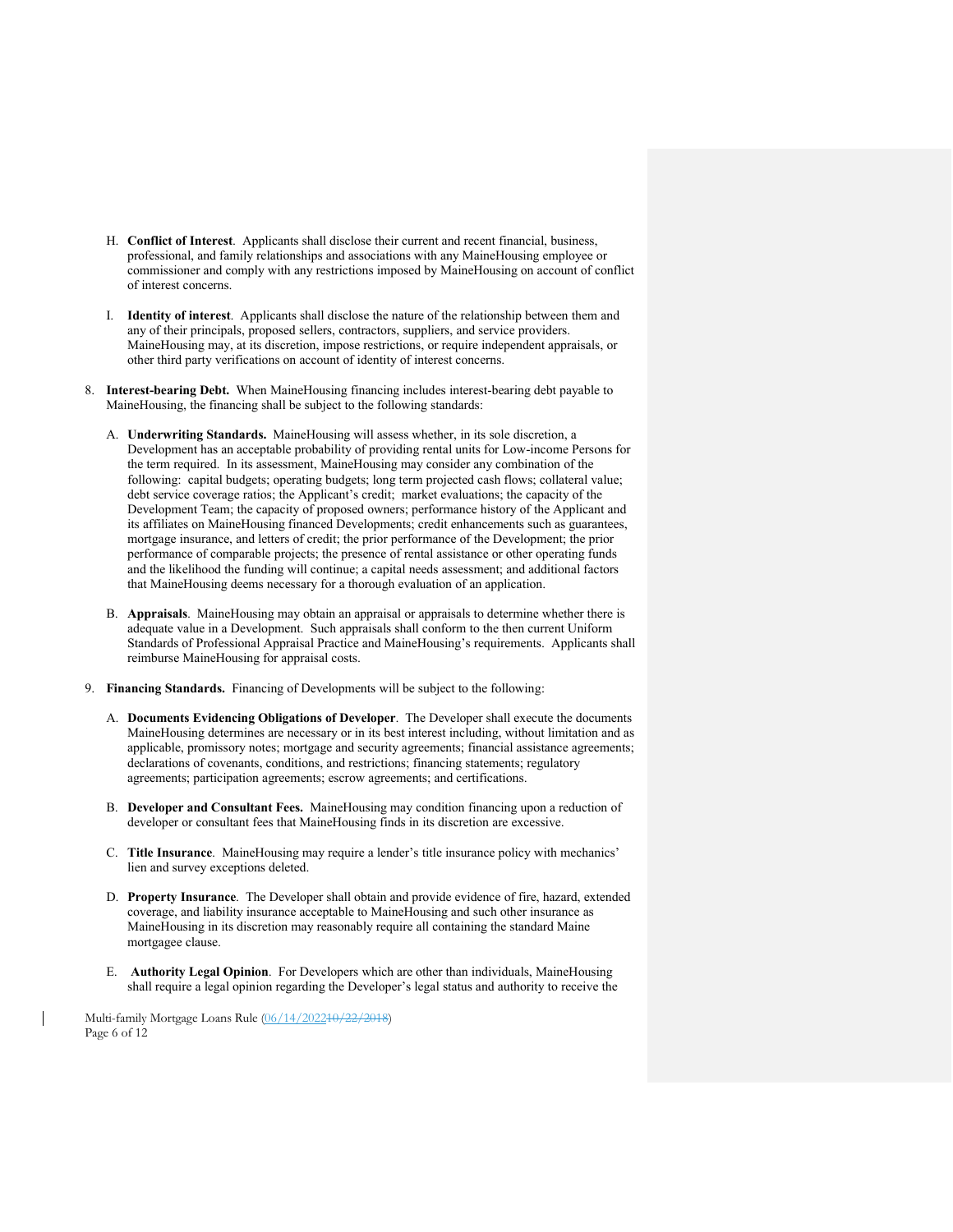H. **Conflict of Interest**. Applicants shall disclose their current and recent financial, business, professional, and family relationships and associations with any MaineHousing employee or commissioner and comply with any restrictions imposed by MaineHousing on account of conflict of interest concerns.

I. **Identity of interest**. Applicants shall disclose the nature of the relationship between them and any of their principals, proposed sellers, contractors, suppliers, and service providers. MaineHousing may, at its discretion, impose restrictions, or require independent appraisals, or other third party verifications on account of identity of interest concerns.

8. **Interest-bearing Debt.** When MaineHousing financing includes interest-bearing debt payable to MaineHousing, the financing shall be subject to the following standards:

   A. **Underwriting Standards.** MaineHousing will assess whether, in its sole discretion, a Development has an acceptable probability of providing rental units for Low-income Persons for the term required. In its assessment, MaineHousing may consider any combination of the following: capital budgets; operating budgets; long term projected cash flows; collateral value; debt service coverage ratios; the Applicant's credit; market evaluations; the capacity of the Development Team; the capacity of proposed owners; performance history of the Applicant and its affiliates on MaineHousing financed Developments; credit enhancements such as guarantees, mortgage insurance, and letters of credit; the prior performance of the Development; the prior performance of comparable projects; the presence of rental assistance or other operating funds and the likelihood the funding will continue; a capital needs assessment; and additional factors that MaineHousing deems necessary for a thorough evaluation of an application.

   B. **Appraisals**. MaineHousing may obtain an appraisal or appraisals to determine whether there is adequate value in a Development. Such appraisals shall conform to the then current Uniform Standards of Professional Appraisal Practice and MaineHousing's requirements. Applicants shall reimburse MaineHousing for appraisal costs.

9. **Financing Standards.** Financing of Developments will be subject to the following:

   A. **Documents Evidencing Obligations of Developer**. The Developer shall execute the documents MaineHousing determines are necessary or in its best interest including, without limitation and as applicable, promissory notes; mortgage and security agreements; financial assistance agreements; declarations of covenants, conditions, and restrictions; financing statements; regulatory agreements; participation agreements; escrow agreements; and certifications.

   B. **Developer and Consultant Fees.** MaineHousing may condition financing upon a reduction of developer or consultant fees that MaineHousing finds in its discretion are excessive.

   C. **Title Insurance**. MaineHousing may require a lender's title insurance policy with mechanics' lien and survey exceptions deleted.

   D. **Property Insurance**. The Developer shall obtain and provide evidence of fire, hazard, extended coverage, and liability insurance acceptable to MaineHousing and such other insurance as MaineHousing in its discretion may reasonably require all containing the standard Maine mortgagee clause.

   E. **Authority Legal Opinion**. For Developers which are other than individuals, MaineHousing shall require a legal opinion regarding the Developer's legal status and authority to receive the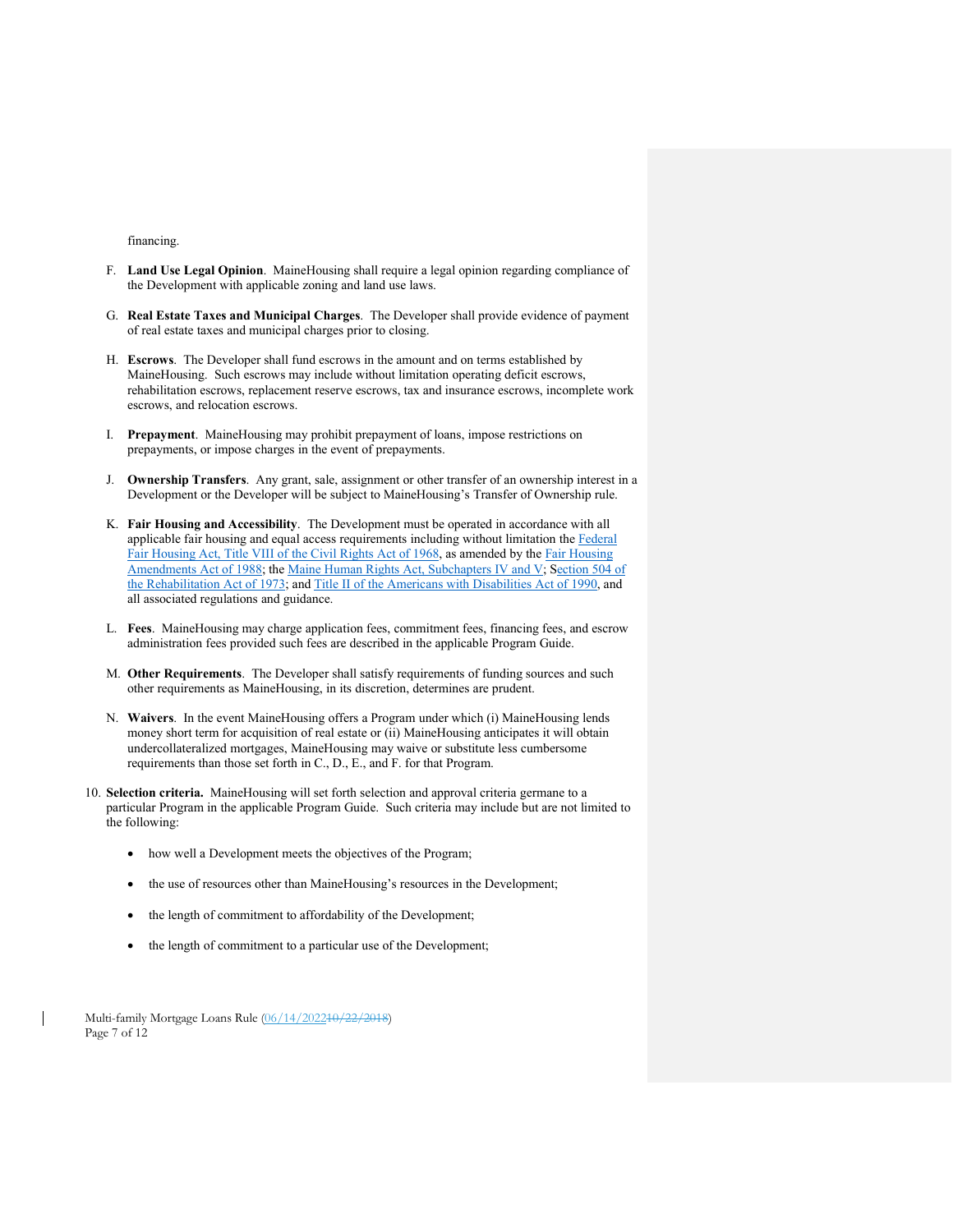financing.

F. **Land Use Legal Opinion**. MaineHousing shall require a legal opinion regarding compliance of the Development with applicable zoning and land use laws.

G. **Real Estate Taxes and Municipal Charges**. The Developer shall provide evidence of payment of real estate taxes and municipal charges prior to closing.

H. **Escrows**. The Developer shall fund escrows in the amount and on terms established by MaineHousing. Such escrows may include without limitation operating deficit escrows, rehabilitation escrows, replacement reserve escrows, tax and insurance escrows, incomplete work escrows, and relocation escrows.

I. **Prepayment**. MaineHousing may prohibit prepayment of loans, impose restrictions on prepayments, or impose charges in the event of prepayments.

J. **Ownership Transfers**. Any grant, sale, assignment or other transfer of an ownership interest in a Development or the Developer will be subject to MaineHousing's Transfer of Ownership rule.

K. **Fair Housing and Accessibility**. The Development must be operated in accordance with all applicable fair housing and equal access requirements including without limitation the Federal Fair Housing Act, Title VIII of the Civil Rights Act of 1968, as amended by the Fair Housing Amendments Act of 1988; the Maine Human Rights Act, Subchapters IV and V; Section 504 of the Rehabilitation Act of 1973; and Title II of the Americans with Disabilities Act of 1990, and all associated regulations and guidance.

L. **Fees**. MaineHousing may charge application fees, commitment fees, financing fees, and escrow administration fees provided such fees are described in the applicable Program Guide.

M. **Other Requirements**. The Developer shall satisfy requirements of funding sources and such other requirements as MaineHousing, in its discretion, determines are prudent.

N. **Waivers**. In the event MaineHousing offers a Program under which (i) MaineHousing lends money short term for acquisition of real estate or (ii) MaineHousing anticipates it will obtain undercollateralized mortgages, MaineHousing may waive or substitute less cumbersome requirements than those set forth in C., D., E., and F. for that Program.

10. **Selection criteria.** MaineHousing will set forth selection and approval criteria germane to a particular Program in the applicable Program Guide. Such criteria may include but are not limited to the following:

    - how well a Development meets the objectives of the Program;
    - the use of resources other than MaineHousing's resources in the Development;
    - the length of commitment to affordability of the Development;
    - the length of commitment to a particular use of the Development;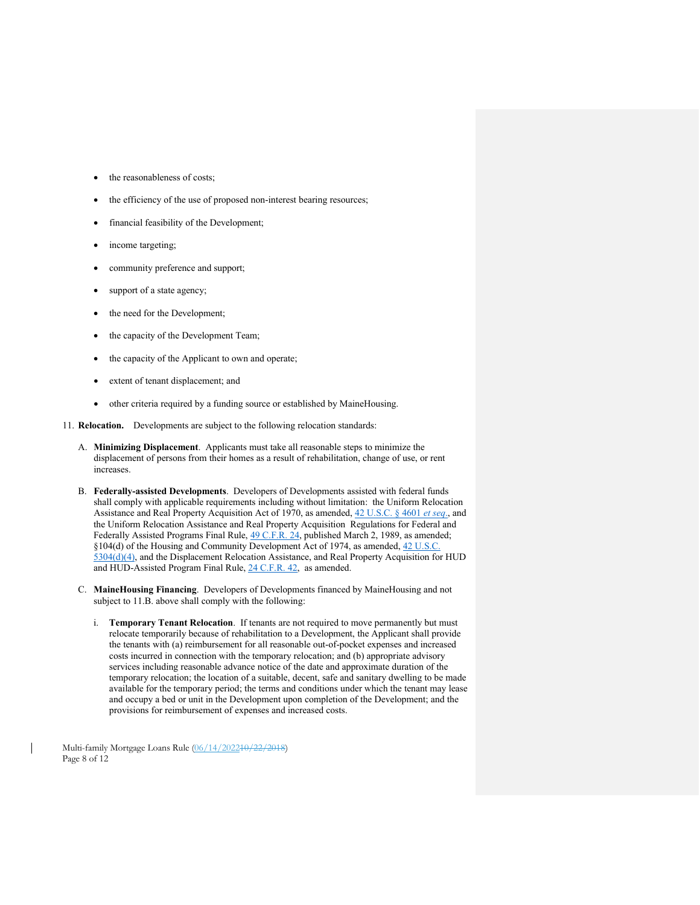- the reasonableness of costs;
- the efficiency of the use of proposed non-interest bearing resources;
- financial feasibility of the Development;
- income targeting;
- community preference and support;
- support of a state agency;
- the need for the Development;
- the capacity of the Development Team;
- the capacity of the Applicant to own and operate;
- extent of tenant displacement; and
- other criteria required by a funding source or established by MaineHousing.

11. **Relocation.** Developments are subject to the following relocation standards:

    A. **Minimizing Displacement**. Applicants must take all reasonable steps to minimize the displacement of persons from their homes as a result of rehabilitation, change of use, or rent increases.

    B. **Federally-assisted Developments**. Developers of Developments assisted with federal funds shall comply with applicable requirements including without limitation: the Uniform Relocation Assistance and Real Property Acquisition Act of 1970, as amended, 42 U.S.C. § 4601 *et seq*., and the Uniform Relocation Assistance and Real Property Acquisition Regulations for Federal and Federally Assisted Programs Final Rule, 49 C.F.R. 24, published March 2, 1989, as amended; §104(d) of the Housing and Community Development Act of 1974, as amended, 42 U.S.C. 5304(d)(4), and the Displacement Relocation Assistance, and Real Property Acquisition for HUD and HUD-Assisted Program Final Rule, 24 C.F.R. 42, as amended.

    C. **MaineHousing Financing**. Developers of Developments financed by MaineHousing and not subject to 11.B. above shall comply with the following:

        i. **Temporary Tenant Relocation**. If tenants are not required to move permanently but must relocate temporarily because of rehabilitation to a Development, the Applicant shall provide the tenants with (a) reimbursement for all reasonable out-of-pocket expenses and increased costs incurred in connection with the temporary relocation; and (b) appropriate advisory services including reasonable advance notice of the date and approximate duration of the temporary relocation; the location of a suitable, decent, safe and sanitary dwelling to be made available for the temporary period; the terms and conditions under which the tenant may lease and occupy a bed or unit in the Development upon completion of the Development; and the provisions for reimbursement of expenses and increased costs.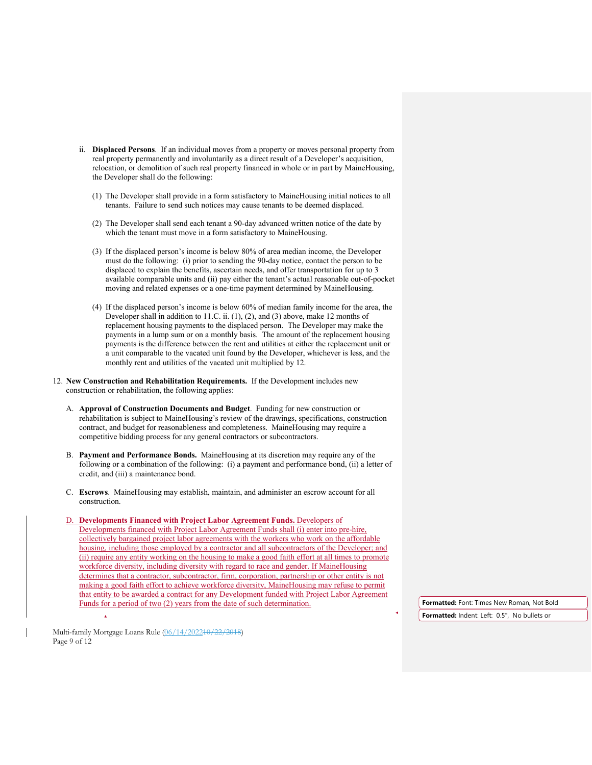ii. **Displaced Persons**. If an individual moves from a property or moves personal property from real property permanently and involuntarily as a direct result of a Developer's acquisition, relocation, or demolition of such real property financed in whole or in part by MaineHousing, the Developer shall do the following:

(1) The Developer shall provide in a form satisfactory to MaineHousing initial notices to all tenants. Failure to send such notices may cause tenants to be deemed displaced.

(2) The Developer shall send each tenant a 90-day advanced written notice of the date by which the tenant must move in a form satisfactory to MaineHousing.

(3) If the displaced person's income is below 80% of area median income, the Developer must do the following: (i) prior to sending the 90-day notice, contact the person to be displaced to explain the benefits, ascertain needs, and offer transportation for up to 3 available comparable units and (ii) pay either the tenant's actual reasonable out-of-pocket moving and related expenses or a one-time payment determined by MaineHousing.

(4) If the displaced person's income is below 60% of median family income for the area, the Developer shall in addition to 11.C. ii. (1), (2), and (3) above, make 12 months of replacement housing payments to the displaced person. The Developer may make the payments in a lump sum or on a monthly basis. The amount of the replacement housing payments is the difference between the rent and utilities at either the replacement unit or a unit comparable to the vacated unit found by the Developer, whichever is less, and the monthly rent and utilities of the vacated unit multiplied by 12.

12. **New Construction and Rehabilitation Requirements.** If the Development includes new construction or rehabilitation, the following applies:

A. **Approval of Construction Documents and Budget**. Funding for new construction or rehabilitation is subject to MaineHousing's review of the drawings, specifications, construction contract, and budget for reasonableness and completeness. MaineHousing may require a competitive bidding process for any general contractors or subcontractors.

B. **Payment and Performance Bonds.** MaineHousing at its discretion may require any of the following or a combination of the following: (i) a payment and performance bond, (ii) a letter of credit, and (iii) a maintenance bond.

C. **Escrows**. MaineHousing may establish, maintain, and administer an escrow account for all construction.

D. **Developments Financed with Project Labor Agreement Funds.** Developers of Developments financed with Project Labor Agreement Funds shall (i) enter into pre-hire, collectively bargained project labor agreements with the workers who work on the affordable housing, including those employed by a contractor and all subcontractors of the Developer; and (ii) require any entity working on the housing to make a good faith effort at all times to promote workforce diversity, including diversity with regard to race and gender. If MaineHousing determines that a contractor, subcontractor, firm, corporation, partnership or other entity is not making a good faith effort to achieve workforce diversity, MaineHousing may refuse to permit that entity to be awarded a contract for any Development funded with Project Labor Agreement Funds for a period of two (2) years from the date of such determination.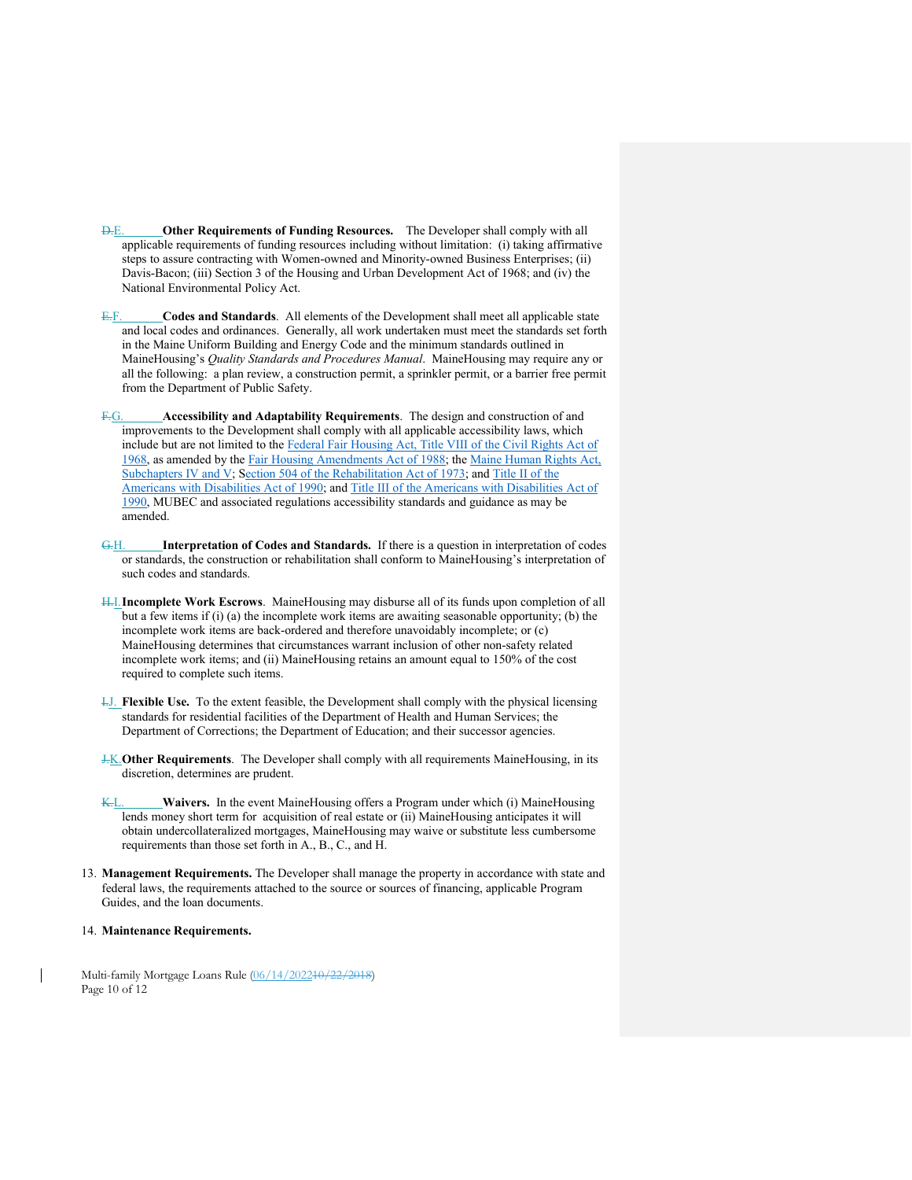D.E. **Other Requirements of Funding Resources.** The Developer shall comply with all applicable requirements of funding resources including without limitation: (i) taking affirmative steps to assure contracting with Women-owned and Minority-owned Business Enterprises; (ii) Davis-Bacon; (iii) Section 3 of the Housing and Urban Development Act of 1968; and (iv) the National Environmental Policy Act.

E.F. **Codes and Standards**. All elements of the Development shall meet all applicable state and local codes and ordinances. Generally, all work undertaken must meet the standards set forth in the Maine Uniform Building and Energy Code and the minimum standards outlined in MaineHousing's *Quality Standards and Procedures Manual*. MaineHousing may require any or all the following: a plan review, a construction permit, a sprinkler permit, or a barrier free permit from the Department of Public Safety.

F.G. **Accessibility and Adaptability Requirements**. The design and construction of and improvements to the Development shall comply with all applicable accessibility laws, which include but are not limited to the Federal Fair Housing Act, Title VIII of the Civil Rights Act of 1968, as amended by the Fair Housing Amendments Act of 1988; the Maine Human Rights Act, Subchapters IV and V; Section 504 of the Rehabilitation Act of 1973; and Title II of the Americans with Disabilities Act of 1990; and Title III of the Americans with Disabilities Act of 1990, MUBEC and associated regulations accessibility standards and guidance as may be amended.

G.H. **Interpretation of Codes and Standards.** If there is a question in interpretation of codes or standards, the construction or rehabilitation shall conform to MaineHousing's interpretation of such codes and standards.

H.I. **Incomplete Work Escrows**. MaineHousing may disburse all of its funds upon completion of all but a few items if (i) (a) the incomplete work items are awaiting seasonable opportunity; (b) the incomplete work items are back-ordered and therefore unavoidably incomplete; or (c) MaineHousing determines that circumstances warrant inclusion of other non-safety related incomplete work items; and (ii) MaineHousing retains an amount equal to 150% of the cost required to complete such items.

I.J. **Flexible Use.** To the extent feasible, the Development shall comply with the physical licensing standards for residential facilities of the Department of Health and Human Services; the Department of Corrections; the Department of Education; and their successor agencies.

J.K. **Other Requirements**. The Developer shall comply with all requirements MaineHousing, in its discretion, determines are prudent.

K.L. **Waivers.** In the event MaineHousing offers a Program under which (i) MaineHousing lends money short term for acquisition of real estate or (ii) MaineHousing anticipates it will obtain undercollateralized mortgages, MaineHousing may waive or substitute less cumbersome requirements than those set forth in A., B., C., and H.

13. **Management Requirements.** The Developer shall manage the property in accordance with state and federal laws, the requirements attached to the source or sources of financing, applicable Program Guides, and the loan documents.

14. **Maintenance Requirements.**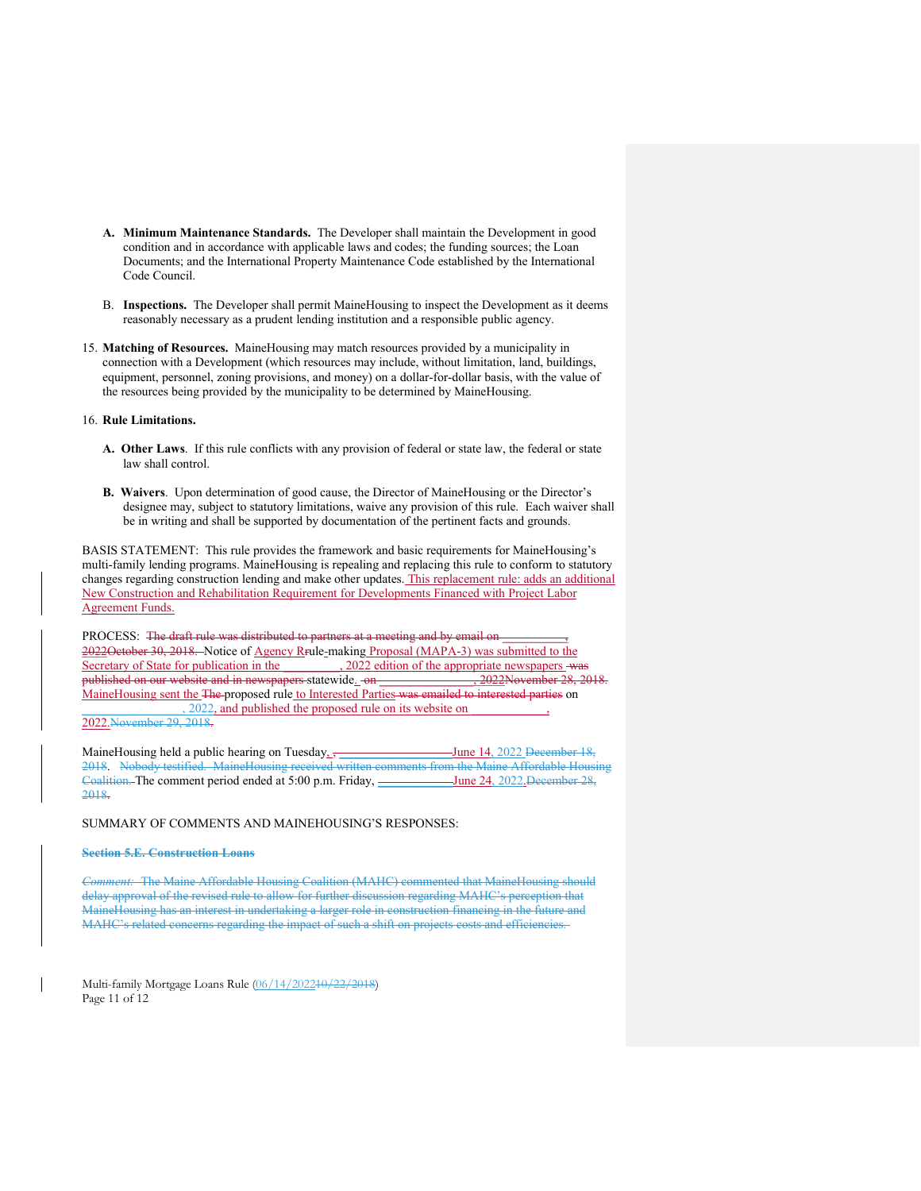A. **Minimum Maintenance Standards.** The Developer shall maintain the Development in good condition and in accordance with applicable laws and codes; the funding sources; the Loan Documents; and the International Property Maintenance Code established by the International Code Council.

B. **Inspections.** The Developer shall permit MaineHousing to inspect the Development as it deems reasonably necessary as a prudent lending institution and a responsible public agency.

15. **Matching of Resources.** MaineHousing may match resources provided by a municipality in connection with a Development (which resources may include, without limitation, land, buildings, equipment, personnel, zoning provisions, and money) on a dollar-for-dollar basis, with the value of the resources being provided by the municipality to be determined by MaineHousing.

16. **Rule Limitations.**

   A. **Other Laws**. If this rule conflicts with any provision of federal or state law, the federal or state law shall control.

   B. **Waivers**. Upon determination of good cause, the Director of MaineHousing or the Director's designee may, subject to statutory limitations, waive any provision of this rule. Each waiver shall be in writing and shall be supported by documentation of the pertinent facts and grounds.

BASIS STATEMENT: This rule provides the framework and basic requirements for MaineHousing's multi-family lending programs. MaineHousing is repealing and replacing this rule to conform to statutory changes regarding construction lending and make other updates. This replacement rule: adds an additional New Construction and Rehabilitation Requirement for Developments Financed with Project Labor Agreement Funds.

PROCESS: ~~The draft rule was distributed to partners at a meeting and by email on __________, 2022October 30, 2018.~~ Notice of Agency R~~r~~ule~~-~~making Proposal (MAPA-3) was submitted to the Secretary of State for publication in the _________, 2022 edition of the appropriate newspapers ~~was published on our website and in newspapers~~ statewide. ~~on _______________, 2022November 28, 2018.~~ MaineHousing sent the ~~The~~ proposed rule to Interested Parties ~~was emailed to interested parties~~ on _________________, 2022, and published the proposed rule on its website on _____________, 2022.~~November 29, 2018.~~

MaineHousing held a public hearing on Tuesday, ~~,~~ June 14, 2022 ~~December 18, 2018~~. ~~Nobody testified. MaineHousing received written comments from the Maine Affordable Housing Coalition.~~ The comment period ended at 5:00 p.m. Friday, June 24, 2022.~~December 28, 2018.~~

SUMMARY OF COMMENTS AND MAINEHOUSING'S RESPONSES:

~~**Section 5.E. Construction Loans**~~

~~*Comment:* The Maine Affordable Housing Coalition (MAHC) commented that MaineHousing should delay approval of the revised rule to allow for further discussion regarding MAHC's perception that MaineHousing has an interest in undertaking a larger role in construction financing in the future and MAHC's related concerns regarding the impact of such a shift on projects costs and efficiencies.~~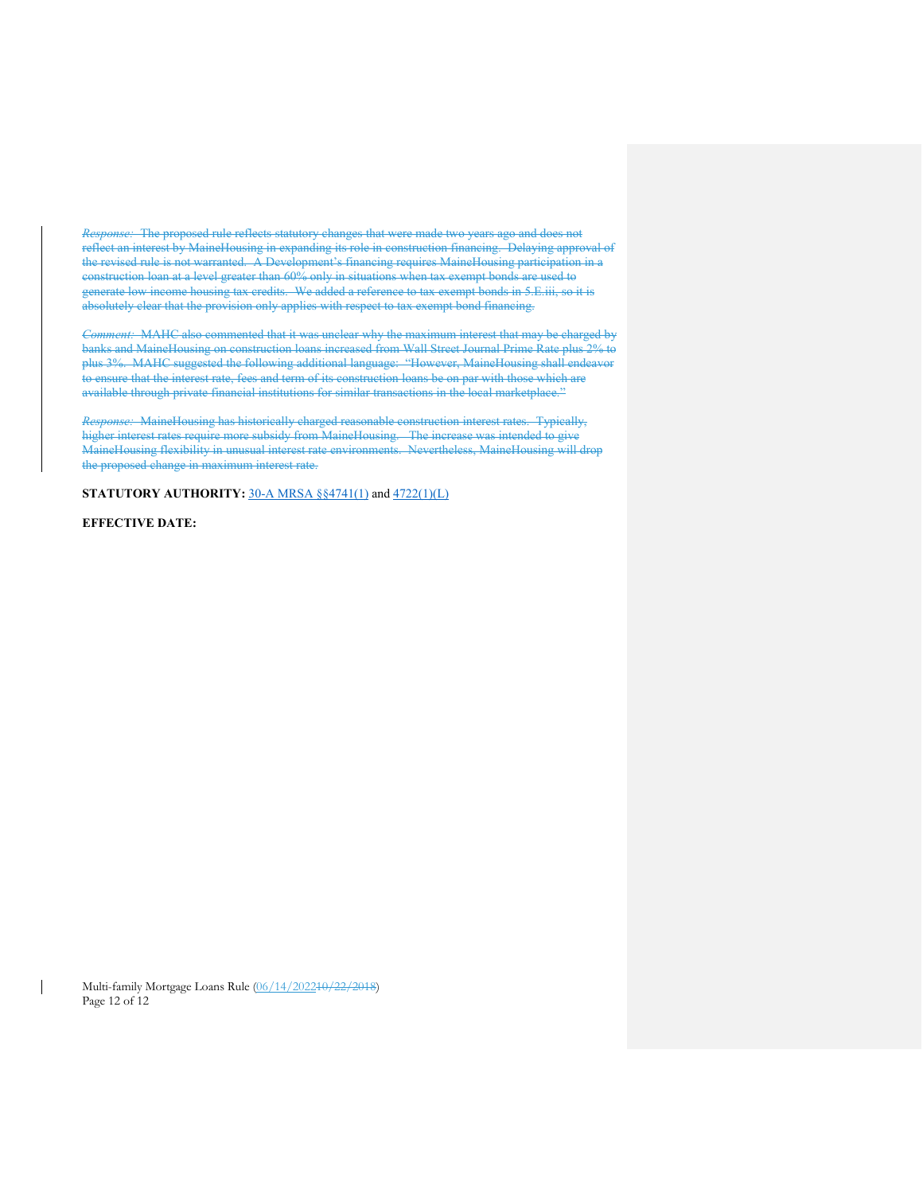*Response:* The proposed rule reflects statutory changes that were made two years ago and does not reflect an interest by MaineHousing in expanding its role in construction financing. Delaying approval of the revised rule is not warranted. A Development's financing requires MaineHousing participation in a construction loan at a level greater than 60% only in situations when tax exempt bonds are used to generate low income housing tax credits. We added a reference to tax exempt bonds in 5.E.iii, so it is absolutely clear that the provision only applies with respect to tax exempt bond financing.

*Comment:* MAHC also commented that it was unclear why the maximum interest that may be charged by banks and MaineHousing on construction loans increased from Wall Street Journal Prime Rate plus 2% to plus 3%. MAHC suggested the following additional language: "However, MaineHousing shall endeavor to ensure that the interest rate, fees and term of its construction loans be on par with those which are available through private financial institutions for similar transactions in the local marketplace."

*Response:* MaineHousing has historically charged reasonable construction interest rates. Typically, higher interest rates require more subsidy from MaineHousing. The increase was intended to give MaineHousing flexibility in unusual interest rate environments. Nevertheless, MaineHousing will drop the proposed change in maximum interest rate.

**STATUTORY AUTHORITY:** 30-A MRSA §§4741(1) and 4722(1)(L)

**EFFECTIVE DATE:**